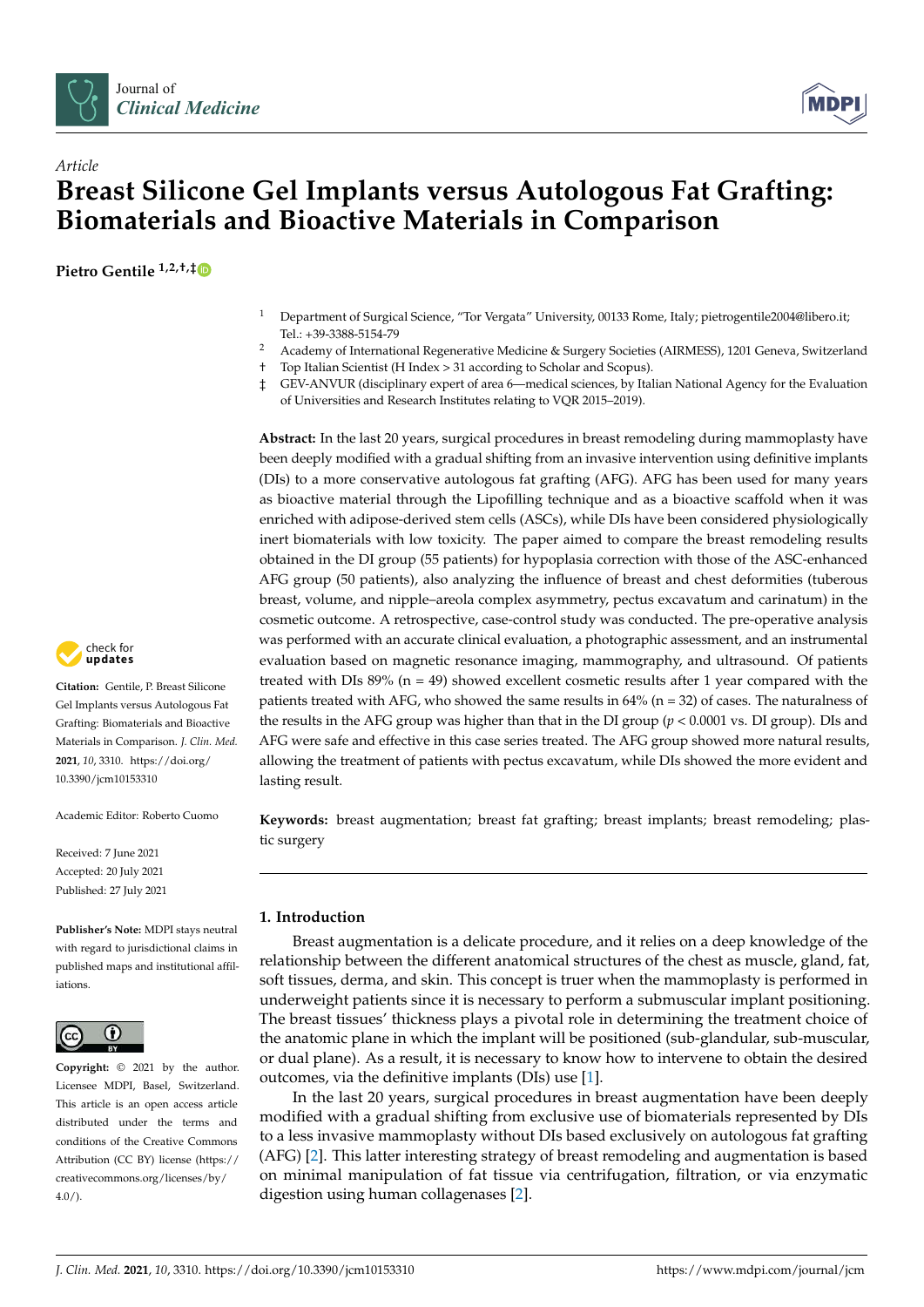*Article*

# Breast Silicone Gel Implants versus Autologous Fat Grafting: Biomaterials and Bioactive Materials in Comparison

**Pietro Gentile** [1,2,†,‡]

[1] Department of Surgical Science, "Tor Vergata" University, 00133 Rome, Italy; pietrogentile2004@libero.it; Tel.: +39-3388-5154-79

[2] Academy of International Regenerative Medicine & Surgery Societies (AIRMESS), 1201 Geneva, Switzerland

† Top Italian Scientist (H Index > 31 according to Scholar and Scopus).

‡ GEV-ANVUR (disciplinary expert of area 6—medical sciences, by Italian National Agency for the Evaluation of Universities and Research Institutes relating to VQR 2015–2019).

**Abstract:** In the last 20 years, surgical procedures in breast remodeling during mammoplasty have been deeply modified with a gradual shifting from an invasive intervention using definitive implants (DIs) to a more conservative autologous fat grafting (AFG). AFG has been used for many years as bioactive material through the Lipofilling technique and as a bioactive scaffold when it was enriched with adipose-derived stem cells (ASCs), while DIs have been considered physiologically inert biomaterials with low toxicity. The paper aimed to compare the breast remodeling results obtained in the DI group (55 patients) for hypoplasia correction with those of the ASC-enhanced AFG group (50 patients), also analyzing the influence of breast and chest deformities (tuberous breast, volume, and nipple–areola complex asymmetry, pectus excavatum and carinatum) in the cosmetic outcome. A retrospective, case-control study was conducted. The pre-operative analysis was performed with an accurate clinical evaluation, a photographic assessment, and an instrumental evaluation based on magnetic resonance imaging, mammography, and ultrasound. Of patients treated with DIs 89% (n = 49) showed excellent cosmetic results after 1 year compared with the patients treated with AFG, who showed the same results in 64% (n = 32) of cases. The naturalness of the results in the AFG group was higher than that in the DI group ($p < 0.0001$ vs. DI group). DIs and AFG were safe and effective in this case series treated. The AFG group showed more natural results, allowing the treatment of patients with pectus excavatum, while DIs showed the more evident and lasting result.

**Keywords:** breast augmentation; breast fat grafting; breast implants; breast remodeling; plastic surgery

**Citation:** Gentile, P. Breast Silicone Gel Implants versus Autologous Fat Grafting: Biomaterials and Bioactive Materials in Comparison. *J. Clin. Med.* **2021**, *10*, 3310. https://doi.org/10.3390/jcm10153310

Academic Editor: Roberto Cuomo

Received: 7 June 2021
Accepted: 20 July 2021
Published: 27 July 2021

**Publisher's Note:** MDPI stays neutral with regard to jurisdictional claims in published maps and institutional affiliations.

**Copyright:** © 2021 by the author. Licensee MDPI, Basel, Switzerland. This article is an open access article distributed under the terms and conditions of the Creative Commons Attribution (CC BY) license (https://creativecommons.org/licenses/by/4.0/).

## 1. Introduction

Breast augmentation is a delicate procedure, and it relies on a deep knowledge of the relationship between the different anatomical structures of the chest as muscle, gland, fat, soft tissues, derma, and skin. This concept is truer when the mammoplasty is performed in underweight patients since it is necessary to perform a submuscular implant positioning. The breast tissues' thickness plays a pivotal role in determining the treatment choice of the anatomic plane in which the implant will be positioned (sub-glandular, sub-muscular, or dual plane). As a result, it is necessary to know how to intervene to obtain the desired outcomes, via the definitive implants (DIs) use [1].

In the last 20 years, surgical procedures in breast augmentation have been deeply modified with a gradual shifting from exclusive use of biomaterials represented by DIs to a less invasive mammoplasty without DIs based exclusively on autologous fat grafting (AFG) [2]. This latter interesting strategy of breast remodeling and augmentation is based on minimal manipulation of fat tissue via centrifugation, filtration, or via enzymatic digestion using human collagenases [2].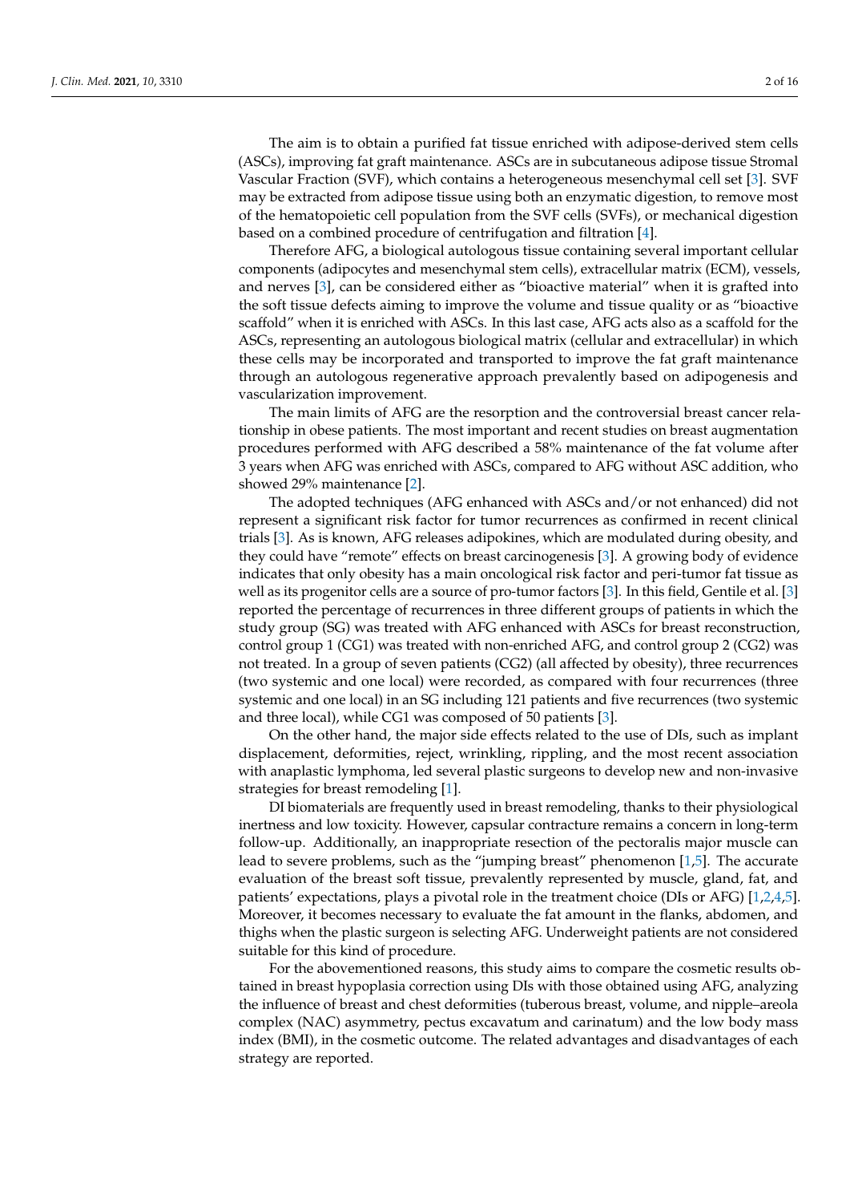The aim is to obtain a purified fat tissue enriched with adipose-derived stem cells (ASCs), improving fat graft maintenance. ASCs are in subcutaneous adipose tissue Stromal Vascular Fraction (SVF), which contains a heterogeneous mesenchymal cell set [3]. SVF may be extracted from adipose tissue using both an enzymatic digestion, to remove most of the hematopoietic cell population from the SVF cells (SVFs), or mechanical digestion based on a combined procedure of centrifugation and filtration [4].

Therefore AFG, a biological autologous tissue containing several important cellular components (adipocytes and mesenchymal stem cells), extracellular matrix (ECM), vessels, and nerves [3], can be considered either as "bioactive material" when it is grafted into the soft tissue defects aiming to improve the volume and tissue quality or as "bioactive scaffold" when it is enriched with ASCs. In this last case, AFG acts also as a scaffold for the ASCs, representing an autologous biological matrix (cellular and extracellular) in which these cells may be incorporated and transported to improve the fat graft maintenance through an autologous regenerative approach prevalently based on adipogenesis and vascularization improvement.

The main limits of AFG are the resorption and the controversial breast cancer relationship in obese patients. The most important and recent studies on breast augmentation procedures performed with AFG described a 58% maintenance of the fat volume after 3 years when AFG was enriched with ASCs, compared to AFG without ASC addition, who showed 29% maintenance [2].

The adopted techniques (AFG enhanced with ASCs and/or not enhanced) did not represent a significant risk factor for tumor recurrences as confirmed in recent clinical trials [3]. As is known, AFG releases adipokines, which are modulated during obesity, and they could have "remote" effects on breast carcinogenesis [3]. A growing body of evidence indicates that only obesity has a main oncological risk factor and peri-tumor fat tissue as well as its progenitor cells are a source of pro-tumor factors [3]. In this field, Gentile et al. [3] reported the percentage of recurrences in three different groups of patients in which the study group (SG) was treated with AFG enhanced with ASCs for breast reconstruction, control group 1 (CG1) was treated with non-enriched AFG, and control group 2 (CG2) was not treated. In a group of seven patients (CG2) (all affected by obesity), three recurrences (two systemic and one local) were recorded, as compared with four recurrences (three systemic and one local) in an SG including 121 patients and five recurrences (two systemic and three local), while CG1 was composed of 50 patients [3].

On the other hand, the major side effects related to the use of DIs, such as implant displacement, deformities, reject, wrinkling, rippling, and the most recent association with anaplastic lymphoma, led several plastic surgeons to develop new and non-invasive strategies for breast remodeling [1].

DI biomaterials are frequently used in breast remodeling, thanks to their physiological inertness and low toxicity. However, capsular contracture remains a concern in long-term follow-up. Additionally, an inappropriate resection of the pectoralis major muscle can lead to severe problems, such as the "jumping breast" phenomenon [1,5]. The accurate evaluation of the breast soft tissue, prevalently represented by muscle, gland, fat, and patients' expectations, plays a pivotal role in the treatment choice (DIs or AFG) [1,2,4,5]. Moreover, it becomes necessary to evaluate the fat amount in the flanks, abdomen, and thighs when the plastic surgeon is selecting AFG. Underweight patients are not considered suitable for this kind of procedure.

For the abovementioned reasons, this study aims to compare the cosmetic results obtained in breast hypoplasia correction using DIs with those obtained using AFG, analyzing the influence of breast and chest deformities (tuberous breast, volume, and nipple–areola complex (NAC) asymmetry, pectus excavatum and carinatum) and the low body mass index (BMI), in the cosmetic outcome. The related advantages and disadvantages of each strategy are reported.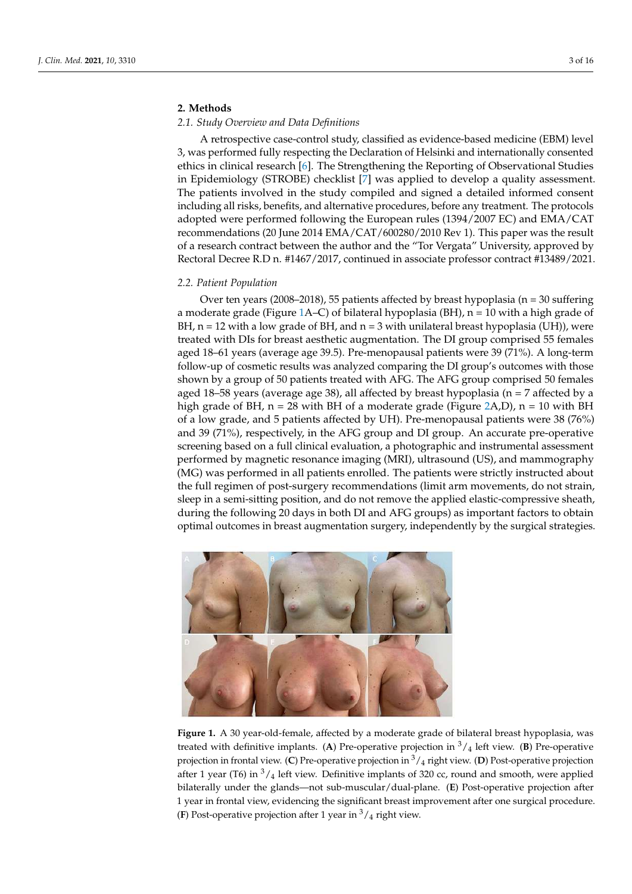## 2. Methods

### 2.1. Study Overview and Data Definitions

A retrospective case-control study, classified as evidence-based medicine (EBM) level 3, was performed fully respecting the Declaration of Helsinki and internationally consented ethics in clinical research [6]. The Strengthening the Reporting of Observational Studies in Epidemiology (STROBE) checklist [7] was applied to develop a quality assessment. The patients involved in the study compiled and signed a detailed informed consent including all risks, benefits, and alternative procedures, before any treatment. The protocols adopted were performed following the European rules (1394/2007 EC) and EMA/CAT recommendations (20 June 2014 EMA/CAT/600280/2010 Rev 1). This paper was the result of a research contract between the author and the "Tor Vergata" University, approved by Rectoral Decree R.D n. #1467/2017, continued in associate professor contract #13489/2021.

### 2.2. Patient Population

Over ten years (2008–2018), 55 patients affected by breast hypoplasia (n = 30 suffering a moderate grade (Figure 1A–C) of bilateral hypoplasia (BH), n = 10 with a high grade of BH, n = 12 with a low grade of BH, and n = 3 with unilateral breast hypoplasia (UH)), were treated with DIs for breast aesthetic augmentation. The DI group comprised 55 females aged 18–61 years (average age 39.5). Pre-menopausal patients were 39 (71%). A long-term follow-up of cosmetic results was analyzed comparing the DI group's outcomes with those shown by a group of 50 patients treated with AFG. The AFG group comprised 50 females aged 18–58 years (average age 38), all affected by breast hypoplasia (n = 7 affected by a high grade of BH, n = 28 with BH of a moderate grade (Figure 2A,D), n = 10 with BH of a low grade, and 5 patients affected by UH). Pre-menopausal patients were 38 (76%) and 39 (71%), respectively, in the AFG group and DI group. An accurate pre-operative screening based on a full clinical evaluation, a photographic and instrumental assessment performed by magnetic resonance imaging (MRI), ultrasound (US), and mammography (MG) was performed in all patients enrolled. The patients were strictly instructed about the full regimen of post-surgery recommendations (limit arm movements, do not strain, sleep in a semi-sitting position, and do not remove the applied elastic-compressive sheath, during the following 20 days in both DI and AFG groups) as important factors to obtain optimal outcomes in breast augmentation surgery, independently by the surgical strategies.

**Figure 1.** A 30 year-old-female, affected by a moderate grade of bilateral breast hypoplasia, was treated with definitive implants. (**A**) Pre-operative projection in $^{3}/_{4}$ left view. (**B**) Pre-operative projection in frontal view. (**C**) Pre-operative projection in $^{3}/_{4}$ right view. (**D**) Post-operative projection after 1 year (T6) in $^{3}/_{4}$ left view. Definitive implants of 320 cc, round and smooth, were applied bilaterally under the glands—not sub-muscular/dual-plane. (**E**) Post-operative projection after 1 year in frontal view, evidencing the significant breast improvement after one surgical procedure. (**F**) Post-operative projection after 1 year in $^{3}/_{4}$ right view.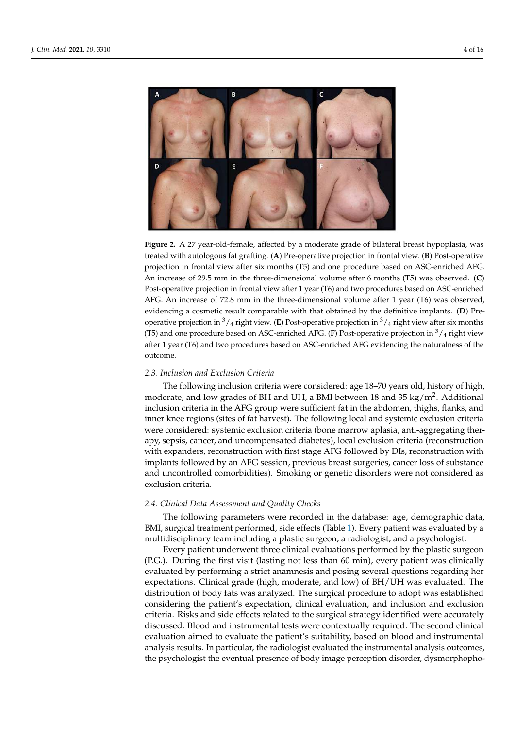**Figure 2.** A 27 year-old-female, affected by a moderate grade of bilateral breast hypoplasia, was treated with autologous fat grafting. (**A**) Pre-operative projection in frontal view. (**B**) Post-operative projection in frontal view after six months (T5) and one procedure based on ASC-enriched AFG. An increase of 29.5 mm in the three-dimensional volume after 6 months (T5) was observed. (**C**) Post-operative projection in frontal view after 1 year (T6) and two procedures based on ASC-enriched AFG. An increase of 72.8 mm in the three-dimensional volume after 1 year (T6) was observed, evidencing a cosmetic result comparable with that obtained by the definitive implants. (**D**) Pre-operative projection in $^{3}/_{4}$ right view. (**E**) Post-operative projection in $^{3}/_{4}$ right view after six months (T5) and one procedure based on ASC-enriched AFG. (**F**) Post-operative projection in $^{3}/_{4}$ right view after 1 year (T6) and two procedures based on ASC-enriched AFG evidencing the naturalness of the outcome.

### 2.3. Inclusion and Exclusion Criteria

The following inclusion criteria were considered: age 18–70 years old, history of high, moderate, and low grades of BH and UH, a BMI between 18 and 35 kg/m$^2$. Additional inclusion criteria in the AFG group were sufficient fat in the abdomen, thighs, flanks, and inner knee regions (sites of fat harvest). The following local and systemic exclusion criteria were considered: systemic exclusion criteria (bone marrow aplasia, anti-aggregating therapy, sepsis, cancer, and uncompensated diabetes), local exclusion criteria (reconstruction with expanders, reconstruction with first stage AFG followed by DIs, reconstruction with implants followed by an AFG session, previous breast surgeries, cancer loss of substance and uncontrolled comorbidities). Smoking or genetic disorders were not considered as exclusion criteria.

### 2.4. Clinical Data Assessment and Quality Checks

The following parameters were recorded in the database: age, demographic data, BMI, surgical treatment performed, side effects (Table 1). Every patient was evaluated by a multidisciplinary team including a plastic surgeon, a radiologist, and a psychologist.

Every patient underwent three clinical evaluations performed by the plastic surgeon (P.G.). During the first visit (lasting not less than 60 min), every patient was clinically evaluated by performing a strict anamnesis and posing several questions regarding her expectations. Clinical grade (high, moderate, and low) of BH/UH was evaluated. The distribution of body fats was analyzed. The surgical procedure to adopt was established considering the patient's expectation, clinical evaluation, and inclusion and exclusion criteria. Risks and side effects related to the surgical strategy identified were accurately discussed. Blood and instrumental tests were contextually required. The second clinical evaluation aimed to evaluate the patient's suitability, based on blood and instrumental analysis results. In particular, the radiologist evaluated the instrumental analysis outcomes, the psychologist the eventual presence of body image perception disorder, dysmorphopho-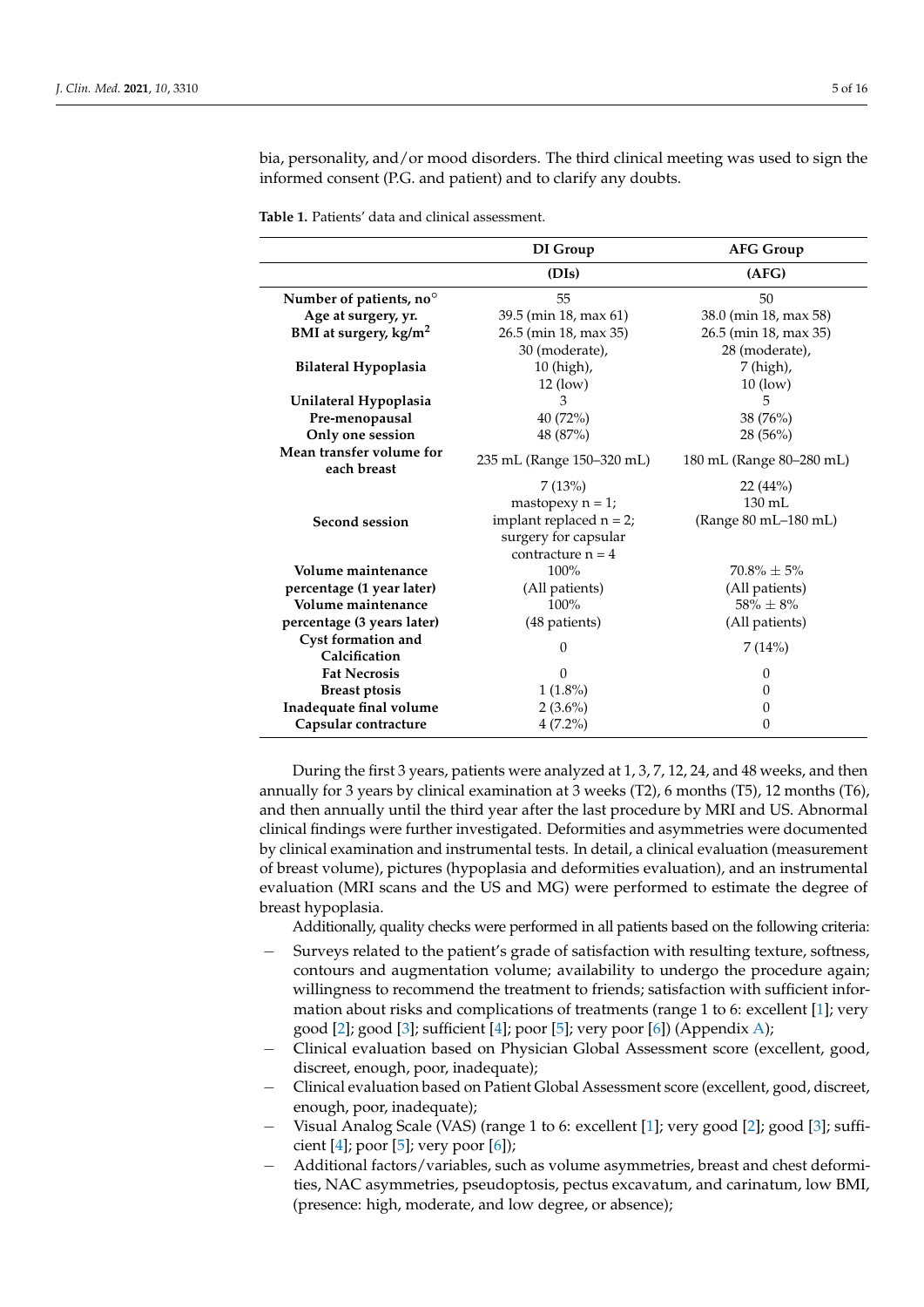bia, personality, and/or mood disorders. The third clinical meeting was used to sign the informed consent (P.G. and patient) and to clarify any doubts.

**Table 1.** Patients' data and clinical assessment.

| | DI Group (DIs) | AFG Group (AFG) |
|---|---|---|
| **Number of patients, no°** | 55 | 50 |
| **Age at surgery, yr.** | 39.5 (min 18, max 61) | 38.0 (min 18, max 58) |
| **BMI at surgery, kg/m$^2$** | 26.5 (min 18, max 35) | 26.5 (min 18, max 35) |
| **Bilateral Hypoplasia** | 30 (moderate), 10 (high), 12 (low) | 28 (moderate), 7 (high), 10 (low) |
| **Unilateral Hypoplasia** | 3 | 5 |
| **Pre-menopausal** | 40 (72%) | 38 (76%) |
| **Only one session** | 48 (87%) | 28 (56%) |
| **Mean transfer volume for each breast** | 235 mL (Range 150–320 mL) | 180 mL (Range 80–280 mL) |
| **Second session** | 7 (13%) mastopexy n = 1; implant replaced n = 2; surgery for capsular contracture n = 4 | 22 (44%) 130 mL (Range 80 mL–180 mL) |
| **Volume maintenance percentage (1 year later)** | 100% (All patients) | 70.8% ± 5% (All patients) |
| **Volume maintenance percentage (3 years later)** | 100% (48 patients) | 58% ± 8% (All patients) |
| **Cyst formation and Calcification** | 0 | 7 (14%) |
| **Fat Necrosis** | 0 | 0 |
| **Breast ptosis** | 1 (1.8%) | 0 |
| **Inadequate final volume** | 2 (3.6%) | 0 |
| **Capsular contracture** | 4 (7.2%) | 0 |

During the first 3 years, patients were analyzed at 1, 3, 7, 12, 24, and 48 weeks, and then annually for 3 years by clinical examination at 3 weeks (T2), 6 months (T5), 12 months (T6), and then annually until the third year after the last procedure by MRI and US. Abnormal clinical findings were further investigated. Deformities and asymmetries were documented by clinical examination and instrumental tests. In detail, a clinical evaluation (measurement of breast volume), pictures (hypoplasia and deformities evaluation), and an instrumental evaluation (MRI scans and the US and MG) were performed to estimate the degree of breast hypoplasia.

Additionally, quality checks were performed in all patients based on the following criteria:

- Surveys related to the patient's grade of satisfaction with resulting texture, softness, contours and augmentation volume; availability to undergo the procedure again; willingness to recommend the treatment to friends; satisfaction with sufficient information about risks and complications of treatments (range 1 to 6: excellent [1]; very good [2]; good [3]; sufficient [4]; poor [5]; very poor [6]) (Appendix A);
- Clinical evaluation based on Physician Global Assessment score (excellent, good, discreet, enough, poor, inadequate);
- Clinical evaluation based on Patient Global Assessment score (excellent, good, discreet, enough, poor, inadequate);
- Visual Analog Scale (VAS) (range 1 to 6: excellent [1]; very good [2]; good [3]; sufficient [4]; poor [5]; very poor [6]);
- Additional factors/variables, such as volume asymmetries, breast and chest deformities, NAC asymmetries, pseudoptosis, pectus excavatum, and carinatum, low BMI, (presence: high, moderate, and low degree, or absence);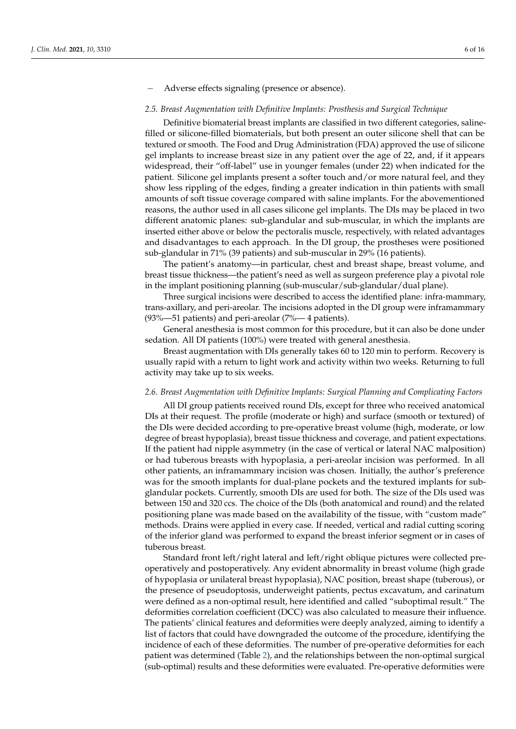- Adverse effects signaling (presence or absence).

### 2.5. Breast Augmentation with Definitive Implants: Prosthesis and Surgical Technique

Definitive biomaterial breast implants are classified in two different categories, saline-filled or silicone-filled biomaterials, but both present an outer silicone shell that can be textured or smooth. The Food and Drug Administration (FDA) approved the use of silicone gel implants to increase breast size in any patient over the age of 22, and, if it appears widespread, their "off-label" use in younger females (under 22) when indicated for the patient. Silicone gel implants present a softer touch and/or more natural feel, and they show less rippling of the edges, finding a greater indication in thin patients with small amounts of soft tissue coverage compared with saline implants. For the abovementioned reasons, the author used in all cases silicone gel implants. The DIs may be placed in two different anatomic planes: sub-glandular and sub-muscular, in which the implants are inserted either above or below the pectoralis muscle, respectively, with related advantages and disadvantages to each approach. In the DI group, the prostheses were positioned sub-glandular in 71% (39 patients) and sub-muscular in 29% (16 patients).

The patient's anatomy—in particular, chest and breast shape, breast volume, and breast tissue thickness—the patient's need as well as surgeon preference play a pivotal role in the implant positioning planning (sub-muscular/sub-glandular/dual plane).

Three surgical incisions were described to access the identified plane: infra-mammary, trans-axillary, and peri-areolar. The incisions adopted in the DI group were inframammary (93%—51 patients) and peri-areolar (7%— 4 patients).

General anesthesia is most common for this procedure, but it can also be done under sedation. All DI patients (100%) were treated with general anesthesia.

Breast augmentation with DIs generally takes 60 to 120 min to perform. Recovery is usually rapid with a return to light work and activity within two weeks. Returning to full activity may take up to six weeks.

### 2.6. Breast Augmentation with Definitive Implants: Surgical Planning and Complicating Factors

All DI group patients received round DIs, except for three who received anatomical DIs at their request. The profile (moderate or high) and surface (smooth or textured) of the DIs were decided according to pre-operative breast volume (high, moderate, or low degree of breast hypoplasia), breast tissue thickness and coverage, and patient expectations. If the patient had nipple asymmetry (in the case of vertical or lateral NAC malposition) or had tuberous breasts with hypoplasia, a peri-areolar incision was performed. In all other patients, an inframammary incision was chosen. Initially, the author's preference was for the smooth implants for dual-plane pockets and the textured implants for sub-glandular pockets. Currently, smooth DIs are used for both. The size of the DIs used was between 150 and 320 ccs. The choice of the DIs (both anatomical and round) and the related positioning plane was made based on the availability of the tissue, with "custom made" methods. Drains were applied in every case. If needed, vertical and radial cutting scoring of the inferior gland was performed to expand the breast inferior segment or in cases of tuberous breast.

Standard front left/right lateral and left/right oblique pictures were collected pre-operatively and postoperatively. Any evident abnormality in breast volume (high grade of hypoplasia or unilateral breast hypoplasia), NAC position, breast shape (tuberous), or the presence of pseudoptosis, underweight patients, pectus excavatum, and carinatum were defined as a non-optimal result, here identified and called "suboptimal result." The deformities correlation coefficient (DCC) was also calculated to measure their influence. The patients' clinical features and deformities were deeply analyzed, aiming to identify a list of factors that could have downgraded the outcome of the procedure, identifying the incidence of each of these deformities. The number of pre-operative deformities for each patient was determined (Table 2), and the relationships between the non-optimal surgical (sub-optimal) results and these deformities were evaluated. Pre-operative deformities were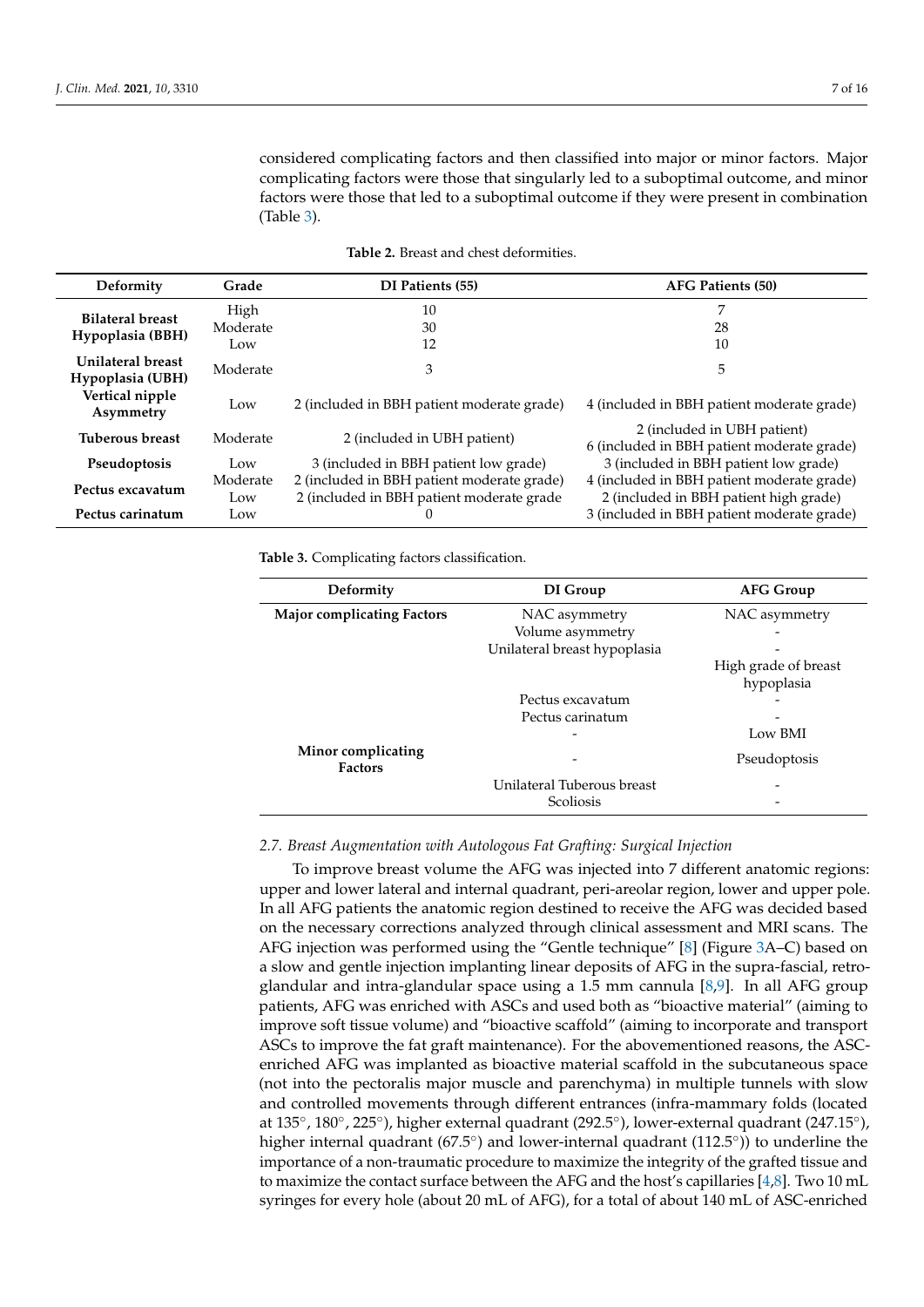considered complicating factors and then classified into major or minor factors. Major complicating factors were those that singularly led to a suboptimal outcome, and minor factors were those that led to a suboptimal outcome if they were present in combination (Table 3).

**Table 2.** Breast and chest deformities.

| Deformity | Grade | DI Patients (55) | AFG Patients (50) |
|---|---|---|---|
| **Bilateral breast Hypoplasia (BBH)** | High | 10 | 7 |
| | Moderate | 30 | 28 |
| | Low | 12 | 10 |
| **Unilateral breast Hypoplasia (UBH)** | Moderate | 3 | 5 |
| **Vertical nipple Asymmetry** | Low | 2 (included in BBH patient moderate grade) | 4 (included in BBH patient moderate grade) |
| **Tuberous breast** | Moderate | 2 (included in UBH patient) | 2 (included in UBH patient)<br>6 (included in BBH patient moderate grade) |
| **Pseudoptosis** | Low | 3 (included in BBH patient low grade) | 3 (included in BBH patient low grade) |
| **Pectus excavatum** | Moderate | 2 (included in BBH patient moderate grade) | 4 (included in BBH patient moderate grade) |
| | Low | 2 (included in BBH patient moderate grade | 2 (included in BBH patient high grade) |
| **Pectus carinatum** | Low | 0 | 3 (included in BBH patient moderate grade) |

**Table 3.** Complicating factors classification.

| Deformity | DI Group | AFG Group |
|---|---|---|
| **Major complicating Factors** | NAC asymmetry | NAC asymmetry |
| | Volume asymmetry | - |
| | Unilateral breast hypoplasia | - |
| | | High grade of breast hypoplasia |
| | Pectus excavatum | - |
| | Pectus carinatum | - |
| | - | Low BMI |
| **Minor complicating Factors** | - | Pseudoptosis |
| | Unilateral Tuberous breast | - |
| | Scoliosis | - |

### *2.7. Breast Augmentation with Autologous Fat Grafting: Surgical Injection*

To improve breast volume the AFG was injected into 7 different anatomic regions: upper and lower lateral and internal quadrant, peri-areolar region, lower and upper pole. In all AFG patients the anatomic region destined to receive the AFG was decided based on the necessary corrections analyzed through clinical assessment and MRI scans. The AFG injection was performed using the "Gentle technique" [8] (Figure 3A–C) based on a slow and gentle injection implanting linear deposits of AFG in the supra-fascial, retro-glandular and intra-glandular space using a 1.5 mm cannula [8,9]. In all AFG group patients, AFG was enriched with ASCs and used both as "bioactive material" (aiming to improve soft tissue volume) and "bioactive scaffold" (aiming to incorporate and transport ASCs to improve the fat graft maintenance). For the abovementioned reasons, the ASC-enriched AFG was implanted as bioactive material scaffold in the subcutaneous space (not into the pectoralis major muscle and parenchyma) in multiple tunnels with slow and controlled movements through different entrances (infra-mammary folds (located at 135°, 180°, 225°), higher external quadrant (292.5°), lower-external quadrant (247.15°), higher internal quadrant (67.5°) and lower-internal quadrant (112.5°)) to underline the importance of a non-traumatic procedure to maximize the integrity of the grafted tissue and to maximize the contact surface between the AFG and the host's capillaries [4,8]. Two 10 mL syringes for every hole (about 20 mL of AFG), for a total of about 140 mL of ASC-enriched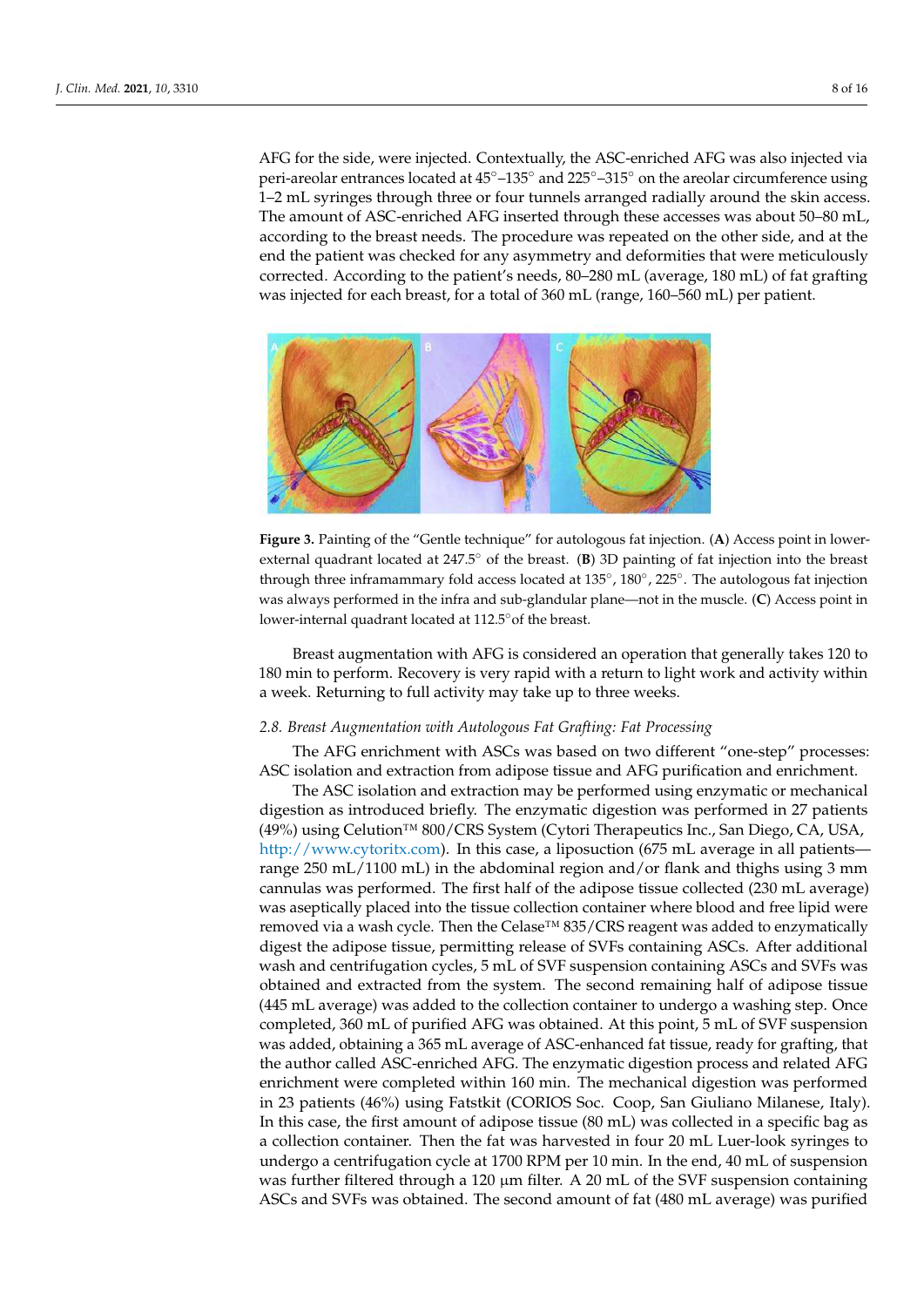AFG for the side, were injected. Contextually, the ASC-enriched AFG was also injected via peri-areolar entrances located at 45°–135° and 225°–315° on the areolar circumference using 1–2 mL syringes through three or four tunnels arranged radially around the skin access. The amount of ASC-enriched AFG inserted through these accesses was about 50–80 mL, according to the breast needs. The procedure was repeated on the other side, and at the end the patient was checked for any asymmetry and deformities that were meticulously corrected. According to the patient's needs, 80–280 mL (average, 180 mL) of fat grafting was injected for each breast, for a total of 360 mL (range, 160–560 mL) per patient.

**Figure 3.** Painting of the "Gentle technique" for autologous fat injection. (**A**) Access point in lower-external quadrant located at 247.5° of the breast. (**B**) 3D painting of fat injection into the breast through three inframammary fold access located at 135°, 180°, 225°. The autologous fat injection was always performed in the infra and sub-glandular plane—not in the muscle. (**C**) Access point in lower-internal quadrant located at 112.5° of the breast.

Breast augmentation with AFG is considered an operation that generally takes 120 to 180 min to perform. Recovery is very rapid with a return to light work and activity within a week. Returning to full activity may take up to three weeks.

### *2.8. Breast Augmentation with Autologous Fat Grafting: Fat Processing*

The AFG enrichment with ASCs was based on two different "one-step" processes: ASC isolation and extraction from adipose tissue and AFG purification and enrichment.

The ASC isolation and extraction may be performed using enzymatic or mechanical digestion as introduced briefly. The enzymatic digestion was performed in 27 patients (49%) using Celution™ 800/CRS System (Cytori Therapeutics Inc., San Diego, CA, USA, http://www.cytoritx.com). In this case, a liposuction (675 mL average in all patients—range 250 mL/1100 mL) in the abdominal region and/or flank and thighs using 3 mm cannulas was performed. The first half of the adipose tissue collected (230 mL average) was aseptically placed into the tissue collection container where blood and free lipid were removed via a wash cycle. Then the Celase™ 835/CRS reagent was added to enzymatically digest the adipose tissue, permitting release of SVFs containing ASCs. After additional wash and centrifugation cycles, 5 mL of SVF suspension containing ASCs and SVFs was obtained and extracted from the system. The second remaining half of adipose tissue (445 mL average) was added to the collection container to undergo a washing step. Once completed, 360 mL of purified AFG was obtained. At this point, 5 mL of SVF suspension was added, obtaining a 365 mL average of ASC-enhanced fat tissue, ready for grafting, that the author called ASC-enriched AFG. The enzymatic digestion process and related AFG enrichment were completed within 160 min. The mechanical digestion was performed in 23 patients (46%) using Fatstkit (CORIOS Soc. Coop, San Giuliano Milanese, Italy). In this case, the first amount of adipose tissue (80 mL) was collected in a specific bag as a collection container. Then the fat was harvested in four 20 mL Luer-look syringes to undergo a centrifugation cycle at 1700 RPM per 10 min. In the end, 40 mL of suspension was further filtered through a 120 μm filter. A 20 mL of the SVF suspension containing ASCs and SVFs was obtained. The second amount of fat (480 mL average) was purified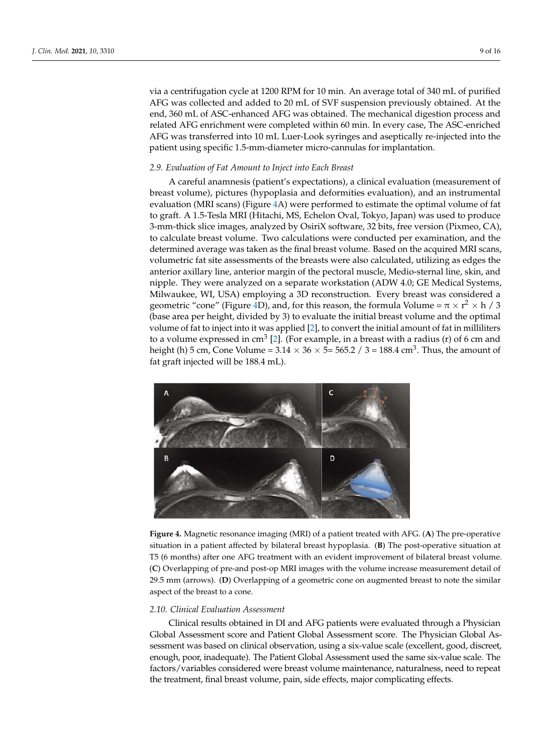via a centrifugation cycle at 1200 RPM for 10 min. An average total of 340 mL of purified AFG was collected and added to 20 mL of SVF suspension previously obtained. At the end, 360 mL of ASC-enhanced AFG was obtained. The mechanical digestion process and related AFG enrichment were completed within 60 min. In every case, The ASC-enriched AFG was transferred into 10 mL Luer-Look syringes and aseptically re-injected into the patient using specific 1.5-mm-diameter micro-cannulas for implantation.

### *2.9. Evaluation of Fat Amount to Inject into Each Breast*

A careful anamnesis (patient's expectations), a clinical evaluation (measurement of breast volume), pictures (hypoplasia and deformities evaluation), and an instrumental evaluation (MRI scans) (Figure 4A) were performed to estimate the optimal volume of fat to graft. A 1.5-Tesla MRI (Hitachi, MS, Echelon Oval, Tokyo, Japan) was used to produce 3-mm-thick slice images, analyzed by OsiriX software, 32 bits, free version (Pixmeo, CA), to calculate breast volume. Two calculations were conducted per examination, and the determined average was taken as the final breast volume. Based on the acquired MRI scans, volumetric fat site assessments of the breasts were also calculated, utilizing as edges the anterior axillary line, anterior margin of the pectoral muscle, Medio-sternal line, skin, and nipple. They were analyzed on a separate workstation (ADW 4.0; GE Medical Systems, Milwaukee, WI, USA) employing a 3D reconstruction. Every breast was considered a geometric "cone" (Figure 4D), and, for this reason, the formula Volume = $\pi \times r^2 \times h / 3$ (base area per height, divided by 3) to evaluate the initial breast volume and the optimal volume of fat to inject into it was applied [2], to convert the initial amount of fat in milliliters to a volume expressed in $cm^3$ [2]. (For example, in a breast with a radius (r) of 6 cm and height (h) 5 cm, Cone Volume = $3.14 \times 36 \times 5 = 565.2 / 3 = 188.4$ $cm^3$. Thus, the amount of fat graft injected will be 188.4 mL).

**Figure 4.** Magnetic resonance imaging (MRI) of a patient treated with AFG. (**A**) The pre-operative situation in a patient affected by bilateral breast hypoplasia. (**B**) The post-operative situation at T5 (6 months) after one AFG treatment with an evident improvement of bilateral breast volume. (**C**) Overlapping of pre-and post-op MRI images with the volume increase measurement detail of 29.5 mm (arrows). (**D**) Overlapping of a geometric cone on augmented breast to note the similar aspect of the breast to a cone.

### *2.10. Clinical Evaluation Assessment*

Clinical results obtained in DI and AFG patients were evaluated through a Physician Global Assessment score and Patient Global Assessment score. The Physician Global Assessment was based on clinical observation, using a six-value scale (excellent, good, discreet, enough, poor, inadequate). The Patient Global Assessment used the same six-value scale. The factors/variables considered were breast volume maintenance, naturalness, need to repeat the treatment, final breast volume, pain, side effects, major complicating effects.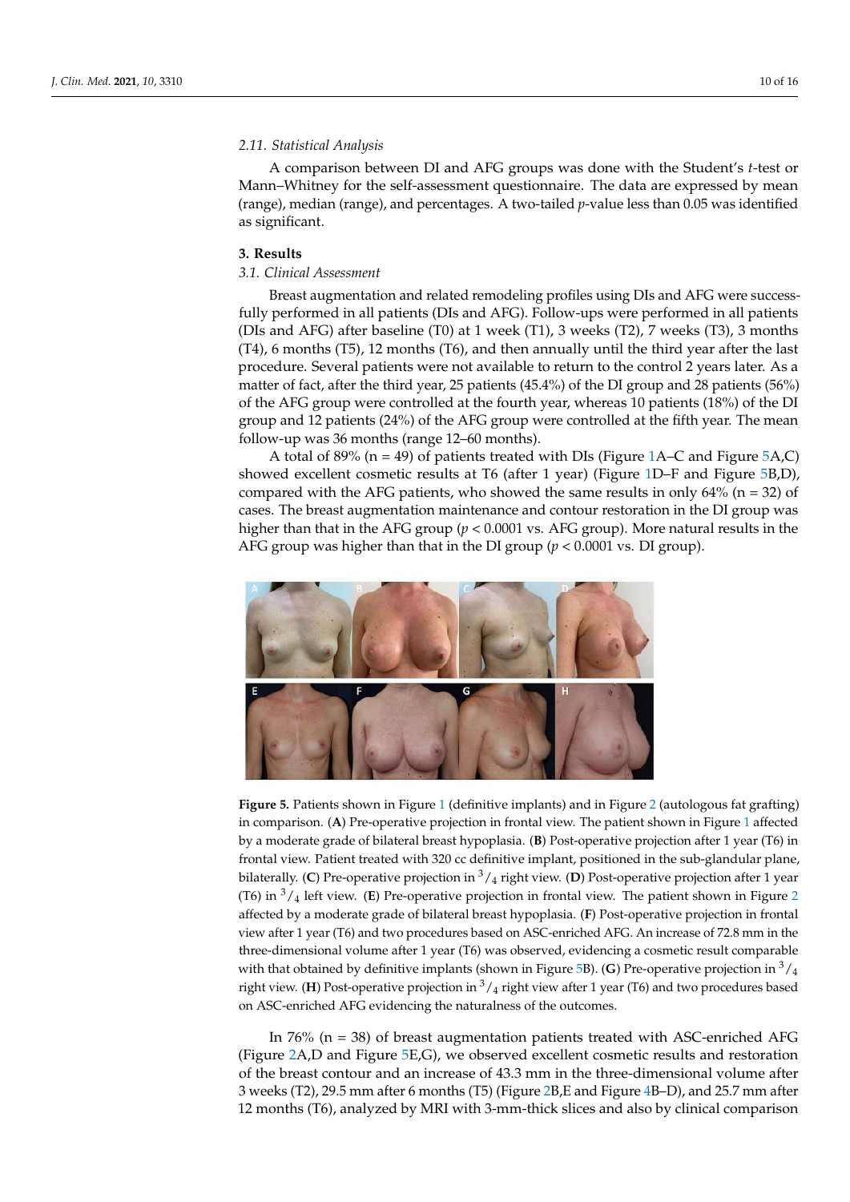### 2.11. Statistical Analysis

A comparison between DI and AFG groups was done with the Student's *t*-test or Mann–Whitney for the self-assessment questionnaire. The data are expressed by mean (range), median (range), and percentages. A two-tailed *p*-value less than 0.05 was identified as significant.

## 3. Results

### 3.1. Clinical Assessment

Breast augmentation and related remodeling profiles using DIs and AFG were successfully performed in all patients (DIs and AFG). Follow-ups were performed in all patients (DIs and AFG) after baseline (T0) at 1 week (T1), 3 weeks (T2), 7 weeks (T3), 3 months (T4), 6 months (T5), 12 months (T6), and then annually until the third year after the last procedure. Several patients were not available to return to the control 2 years later. As a matter of fact, after the third year, 25 patients (45.4%) of the DI group and 28 patients (56%) of the AFG group were controlled at the fourth year, whereas 10 patients (18%) of the DI group and 12 patients (24%) of the AFG group were controlled at the fifth year. The mean follow-up was 36 months (range 12–60 months).

A total of 89% (n = 49) of patients treated with DIs (Figure 1A–C and Figure 5A,C) showed excellent cosmetic results at T6 (after 1 year) (Figure 1D–F and Figure 5B,D), compared with the AFG patients, who showed the same results in only 64% (n = 32) of cases. The breast augmentation maintenance and contour restoration in the DI group was higher than that in the AFG group ($p < 0.0001$ vs. AFG group). More natural results in the AFG group was higher than that in the DI group ($p < 0.0001$ vs. DI group).

**Figure 5.** Patients shown in Figure 1 (definitive implants) and in Figure 2 (autologous fat grafting) in comparison. (**A**) Pre-operative projection in frontal view. The patient shown in Figure 1 affected by a moderate grade of bilateral breast hypoplasia. (**B**) Post-operative projection after 1 year (T6) in frontal view. Patient treated with 320 cc definitive implant, positioned in the sub-glandular plane, bilaterally. (**C**) Pre-operative projection in $^3/_4$ right view. (**D**) Post-operative projection after 1 year (T6) in $^3/_4$ left view. (**E**) Pre-operative projection in frontal view. The patient shown in Figure 2 affected by a moderate grade of bilateral breast hypoplasia. (**F**) Post-operative projection in frontal view after 1 year (T6) and two procedures based on ASC-enriched AFG. An increase of 72.8 mm in the three-dimensional volume after 1 year (T6) was observed, evidencing a cosmetic result comparable with that obtained by definitive implants (shown in Figure 5B). (**G**) Pre-operative projection in $^3/_4$ right view. (**H**) Post-operative projection in $^3/_4$ right view after 1 year (T6) and two procedures based on ASC-enriched AFG evidencing the naturalness of the outcomes.

In 76% (n = 38) of breast augmentation patients treated with ASC-enriched AFG (Figure 2A,D and Figure 5E,G), we observed excellent cosmetic results and restoration of the breast contour and an increase of 43.3 mm in the three-dimensional volume after 3 weeks (T2), 29.5 mm after 6 months (T5) (Figure 2B,E and Figure 4B–D), and 25.7 mm after 12 months (T6), analyzed by MRI with 3-mm-thick slices and also by clinical comparison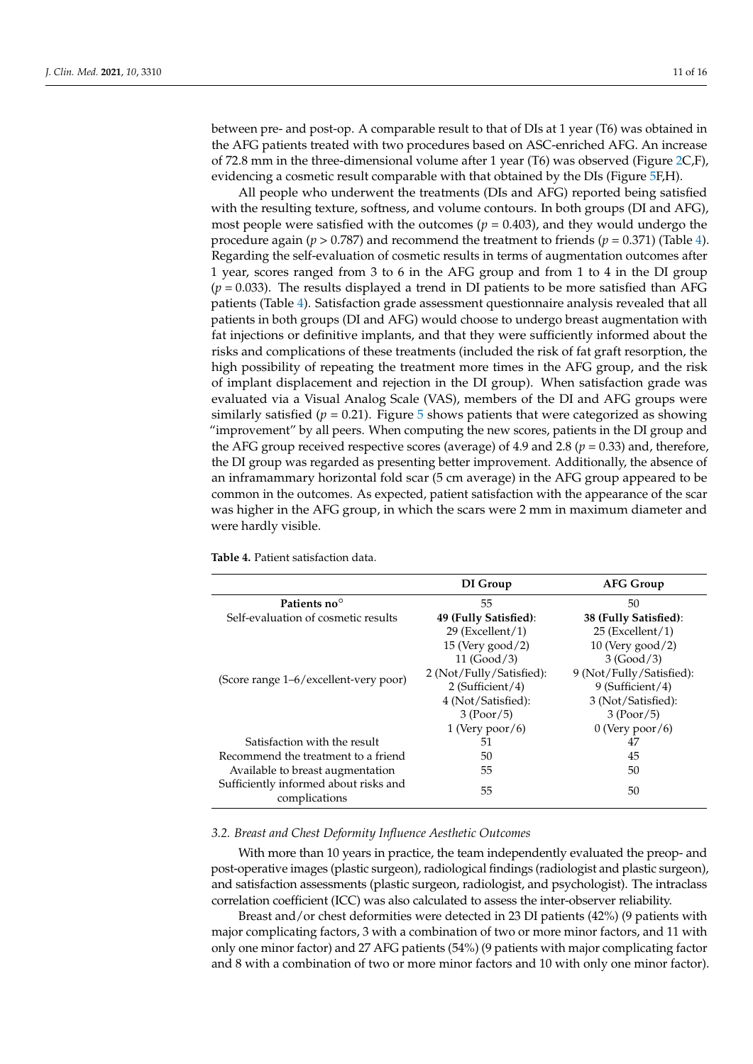between pre- and post-op. A comparable result to that of DIs at 1 year (T6) was obtained in the AFG patients treated with two procedures based on ASC-enriched AFG. An increase of 72.8 mm in the three-dimensional volume after 1 year (T6) was observed (Figure 2C,F), evidencing a cosmetic result comparable with that obtained by the DIs (Figure 5F,H).

All people who underwent the treatments (DIs and AFG) reported being satisfied with the resulting texture, softness, and volume contours. In both groups (DI and AFG), most people were satisfied with the outcomes ($p = 0.403$), and they would undergo the procedure again ($p > 0.787$) and recommend the treatment to friends ($p = 0.371$) (Table 4). Regarding the self-evaluation of cosmetic results in terms of augmentation outcomes after 1 year, scores ranged from 3 to 6 in the AFG group and from 1 to 4 in the DI group ($p = 0.033$). The results displayed a trend in DI patients to be more satisfied than AFG patients (Table 4). Satisfaction grade assessment questionnaire analysis revealed that all patients in both groups (DI and AFG) would choose to undergo breast augmentation with fat injections or definitive implants, and that they were sufficiently informed about the risks and complications of these treatments (included the risk of fat graft resorption, the high possibility of repeating the treatment more times in the AFG group, and the risk of implant displacement and rejection in the DI group). When satisfaction grade was evaluated via a Visual Analog Scale (VAS), members of the DI and AFG groups were similarly satisfied ($p = 0.21$). Figure 5 shows patients that were categorized as showing "improvement" by all peers. When computing the new scores, patients in the DI group and the AFG group received respective scores (average) of 4.9 and 2.8 ($p = 0.33$) and, therefore, the DI group was regarded as presenting better improvement. Additionally, the absence of an inframammary horizontal fold scar (5 cm average) in the AFG group appeared to be common in the outcomes. As expected, patient satisfaction with the appearance of the scar was higher in the AFG group, in which the scars were 2 mm in maximum diameter and were hardly visible.

**Table 4.** Patient satisfaction data.

| | DI Group | AFG Group |
|---|---|---|
| **Patients no°** | 55 | 50 |
| Self-evaluation of cosmetic results | **49 (Fully Satisfied)**: | **38 (Fully Satisfied)**: |
| | 29 (Excellent/1) | 25 (Excellent/1) |
| | 15 (Very good/2) | 10 (Very good/2) |
| | 11 (Good/3) | 3 (Good/3) |
| (Score range 1–6/excellent-very poor) | 2 (Not/Fully/Satisfied): | 9 (Not/Fully/Satisfied): |
| | 2 (Sufficient/4) | 9 (Sufficient/4) |
| | 4 (Not/Satisfied): | 3 (Not/Satisfied): |
| | 3 (Poor/5) | 3 (Poor/5) |
| | 1 (Very poor/6) | 0 (Very poor/6) |
| Satisfaction with the result | 51 | 47 |
| Recommend the treatment to a friend | 50 | 45 |
| Available to breast augmentation | 55 | 50 |
| Sufficiently informed about risks and complications | 55 | 50 |

### *3.2. Breast and Chest Deformity Influence Aesthetic Outcomes*

With more than 10 years in practice, the team independently evaluated the preop- and post-operative images (plastic surgeon), radiological findings (radiologist and plastic surgeon), and satisfaction assessments (plastic surgeon, radiologist, and psychologist). The intraclass correlation coefficient (ICC) was also calculated to assess the inter-observer reliability.

Breast and/or chest deformities were detected in 23 DI patients (42%) (9 patients with major complicating factors, 3 with a combination of two or more minor factors, and 11 with only one minor factor) and 27 AFG patients (54%) (9 patients with major complicating factor and 8 with a combination of two or more minor factors and 10 with only one minor factor).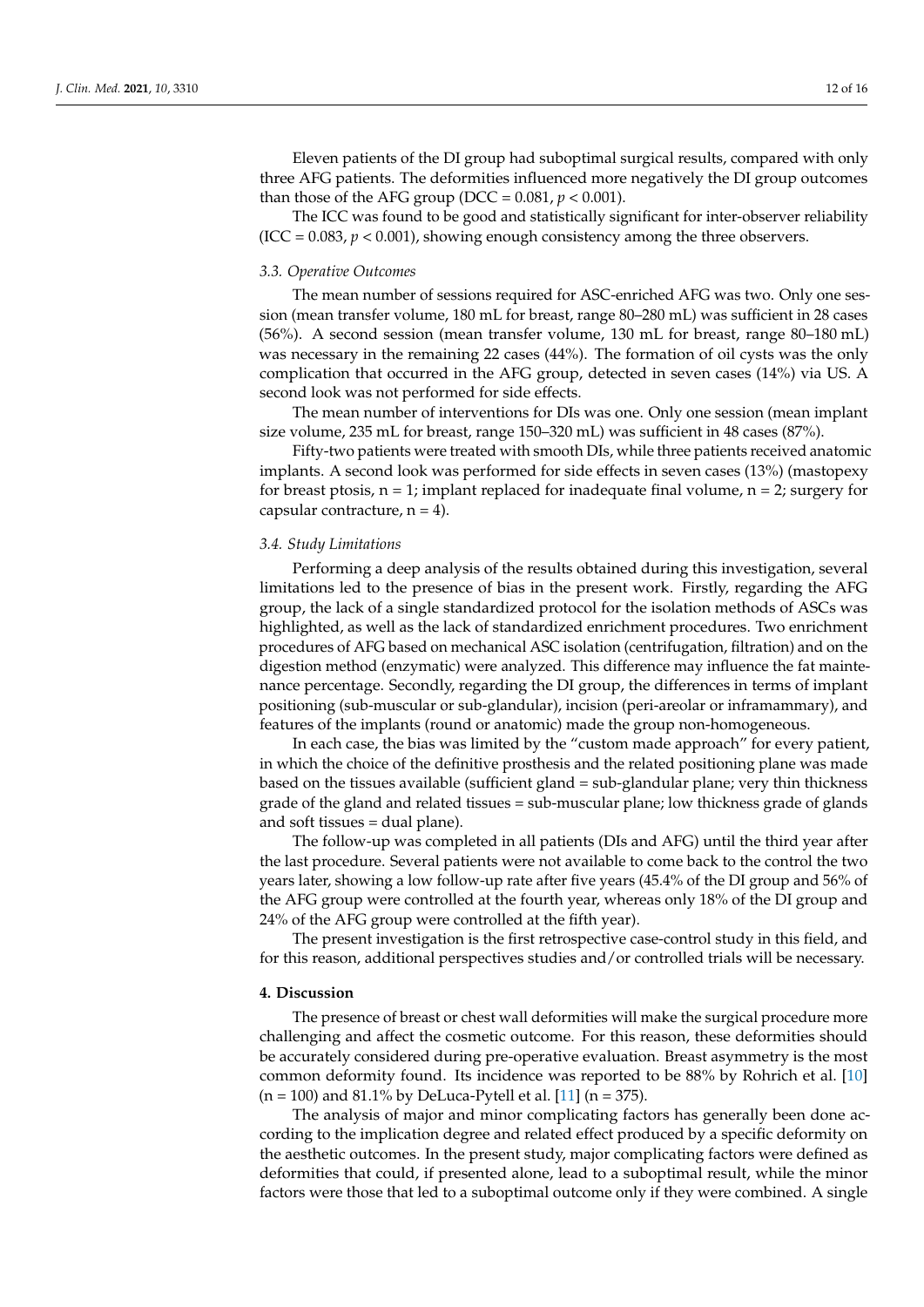Eleven patients of the DI group had suboptimal surgical results, compared with only three AFG patients. The deformities influenced more negatively the DI group outcomes than those of the AFG group (DCC = 0.081, $p < 0.001$).

The ICC was found to be good and statistically significant for inter-observer reliability (ICC = 0.083, $p < 0.001$), showing enough consistency among the three observers.

### *3.3. Operative Outcomes*

The mean number of sessions required for ASC-enriched AFG was two. Only one session (mean transfer volume, 180 mL for breast, range 80–280 mL) was sufficient in 28 cases (56%). A second session (mean transfer volume, 130 mL for breast, range 80–180 mL) was necessary in the remaining 22 cases (44%). The formation of oil cysts was the only complication that occurred in the AFG group, detected in seven cases (14%) via US. A second look was not performed for side effects.

The mean number of interventions for DIs was one. Only one session (mean implant size volume, 235 mL for breast, range 150–320 mL) was sufficient in 48 cases (87%).

Fifty-two patients were treated with smooth DIs, while three patients received anatomic implants. A second look was performed for side effects in seven cases (13%) (mastopexy for breast ptosis, n = 1; implant replaced for inadequate final volume, n = 2; surgery for capsular contracture, n = 4).

### *3.4. Study Limitations*

Performing a deep analysis of the results obtained during this investigation, several limitations led to the presence of bias in the present work. Firstly, regarding the AFG group, the lack of a single standardized protocol for the isolation methods of ASCs was highlighted, as well as the lack of standardized enrichment procedures. Two enrichment procedures of AFG based on mechanical ASC isolation (centrifugation, filtration) and on the digestion method (enzymatic) were analyzed. This difference may influence the fat maintenance percentage. Secondly, regarding the DI group, the differences in terms of implant positioning (sub-muscular or sub-glandular), incision (peri-areolar or inframammary), and features of the implants (round or anatomic) made the group non-homogeneous.

In each case, the bias was limited by the "custom made approach" for every patient, in which the choice of the definitive prosthesis and the related positioning plane was made based on the tissues available (sufficient gland = sub-glandular plane; very thin thickness grade of the gland and related tissues = sub-muscular plane; low thickness grade of glands and soft tissues = dual plane).

The follow-up was completed in all patients (DIs and AFG) until the third year after the last procedure. Several patients were not available to come back to the control the two years later, showing a low follow-up rate after five years (45.4% of the DI group and 56% of the AFG group were controlled at the fourth year, whereas only 18% of the DI group and 24% of the AFG group were controlled at the fifth year).

The present investigation is the first retrospective case-control study in this field, and for this reason, additional perspectives studies and/or controlled trials will be necessary.

## **4. Discussion**

The presence of breast or chest wall deformities will make the surgical procedure more challenging and affect the cosmetic outcome. For this reason, these deformities should be accurately considered during pre-operative evaluation. Breast asymmetry is the most common deformity found. Its incidence was reported to be 88% by Rohrich et al. [10] (n = 100) and 81.1% by DeLuca-Pytell et al. [11] (n = 375).

The analysis of major and minor complicating factors has generally been done according to the implication degree and related effect produced by a specific deformity on the aesthetic outcomes. In the present study, major complicating factors were defined as deformities that could, if presented alone, lead to a suboptimal result, while the minor factors were those that led to a suboptimal outcome only if they were combined. A single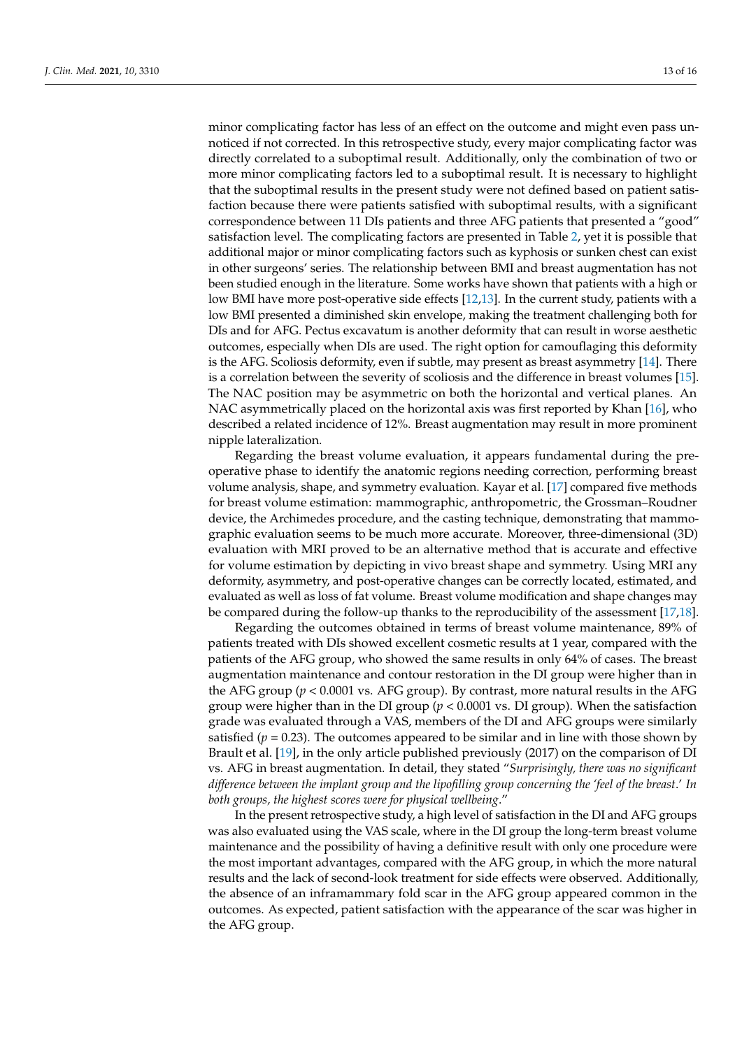minor complicating factor has less of an effect on the outcome and might even pass unnoticed if not corrected. In this retrospective study, every major complicating factor was directly correlated to a suboptimal result. Additionally, only the combination of two or more minor complicating factors led to a suboptimal result. It is necessary to highlight that the suboptimal results in the present study were not defined based on patient satisfaction because there were patients satisfied with suboptimal results, with a significant correspondence between 11 DIs patients and three AFG patients that presented a "good" satisfaction level. The complicating factors are presented in Table 2, yet it is possible that additional major or minor complicating factors such as kyphosis or sunken chest can exist in other surgeons' series. The relationship between BMI and breast augmentation has not been studied enough in the literature. Some works have shown that patients with a high or low BMI have more post-operative side effects [12,13]. In the current study, patients with a low BMI presented a diminished skin envelope, making the treatment challenging both for DIs and for AFG. Pectus excavatum is another deformity that can result in worse aesthetic outcomes, especially when DIs are used. The right option for camouflaging this deformity is the AFG. Scoliosis deformity, even if subtle, may present as breast asymmetry [14]. There is a correlation between the severity of scoliosis and the difference in breast volumes [15]. The NAC position may be asymmetric on both the horizontal and vertical planes. An NAC asymmetrically placed on the horizontal axis was first reported by Khan [16], who described a related incidence of 12%. Breast augmentation may result in more prominent nipple lateralization.

Regarding the breast volume evaluation, it appears fundamental during the pre-operative phase to identify the anatomic regions needing correction, performing breast volume analysis, shape, and symmetry evaluation. Kayar et al. [17] compared five methods for breast volume estimation: mammographic, anthropometric, the Grossman–Roudner device, the Archimedes procedure, and the casting technique, demonstrating that mammographic evaluation seems to be much more accurate. Moreover, three-dimensional (3D) evaluation with MRI proved to be an alternative method that is accurate and effective for volume estimation by depicting in vivo breast shape and symmetry. Using MRI any deformity, asymmetry, and post-operative changes can be correctly located, estimated, and evaluated as well as loss of fat volume. Breast volume modification and shape changes may be compared during the follow-up thanks to the reproducibility of the assessment [17,18].

Regarding the outcomes obtained in terms of breast volume maintenance, 89% of patients treated with DIs showed excellent cosmetic results at 1 year, compared with the patients of the AFG group, who showed the same results in only 64% of cases. The breast augmentation maintenance and contour restoration in the DI group were higher than in the AFG group ($p < 0.0001$ vs. AFG group). By contrast, more natural results in the AFG group were higher than in the DI group ($p < 0.0001$ vs. DI group). When the satisfaction grade was evaluated through a VAS, members of the DI and AFG groups were similarly satisfied ($p = 0.23$). The outcomes appeared to be similar and in line with those shown by Brault et al. [19], in the only article published previously (2017) on the comparison of DI vs. AFG in breast augmentation. In detail, they stated "*Surprisingly, there was no significant difference between the implant group and the lipofilling group concerning the 'feel of the breast.' In both groups, the highest scores were for physical wellbeing*."

In the present retrospective study, a high level of satisfaction in the DI and AFG groups was also evaluated using the VAS scale, where in the DI group the long-term breast volume maintenance and the possibility of having a definitive result with only one procedure were the most important advantages, compared with the AFG group, in which the more natural results and the lack of second-look treatment for side effects were observed. Additionally, the absence of an inframammary fold scar in the AFG group appeared common in the outcomes. As expected, patient satisfaction with the appearance of the scar was higher in the AFG group.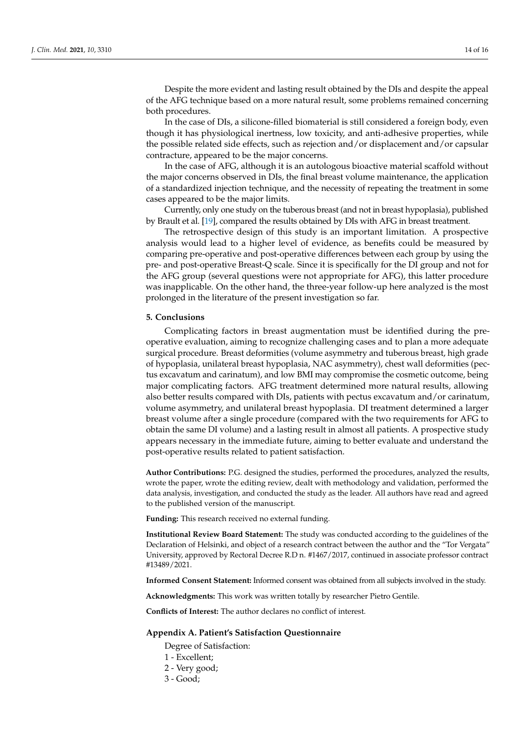Despite the more evident and lasting result obtained by the DIs and despite the appeal of the AFG technique based on a more natural result, some problems remained concerning both procedures.

In the case of DIs, a silicone-filled biomaterial is still considered a foreign body, even though it has physiological inertness, low toxicity, and anti-adhesive properties, while the possible related side effects, such as rejection and/or displacement and/or capsular contracture, appeared to be the major concerns.

In the case of AFG, although it is an autologous bioactive material scaffold without the major concerns observed in DIs, the final breast volume maintenance, the application of a standardized injection technique, and the necessity of repeating the treatment in some cases appeared to be the major limits.

Currently, only one study on the tuberous breast (and not in breast hypoplasia), published by Brault et al. [19], compared the results obtained by DIs with AFG in breast treatment.

The retrospective design of this study is an important limitation. A prospective analysis would lead to a higher level of evidence, as benefits could be measured by comparing pre-operative and post-operative differences between each group by using the pre- and post-operative Breast-Q scale. Since it is specifically for the DI group and not for the AFG group (several questions were not appropriate for AFG), this latter procedure was inapplicable. On the other hand, the three-year follow-up here analyzed is the most prolonged in the literature of the present investigation so far.

## 5. Conclusions

Complicating factors in breast augmentation must be identified during the pre-operative evaluation, aiming to recognize challenging cases and to plan a more adequate surgical procedure. Breast deformities (volume asymmetry and tuberous breast, high grade of hypoplasia, unilateral breast hypoplasia, NAC asymmetry), chest wall deformities (pectus excavatum and carinatum), and low BMI may compromise the cosmetic outcome, being major complicating factors. AFG treatment determined more natural results, allowing also better results compared with DIs, patients with pectus excavatum and/or carinatum, volume asymmetry, and unilateral breast hypoplasia. DI treatment determined a larger breast volume after a single procedure (compared with the two requirements for AFG to obtain the same DI volume) and a lasting result in almost all patients. A prospective study appears necessary in the immediate future, aiming to better evaluate and understand the post-operative results related to patient satisfaction.

**Author Contributions:** P.G. designed the studies, performed the procedures, analyzed the results, wrote the paper, wrote the editing review, dealt with methodology and validation, performed the data analysis, investigation, and conducted the study as the leader. All authors have read and agreed to the published version of the manuscript.

**Funding:** This research received no external funding.

**Institutional Review Board Statement:** The study was conducted according to the guidelines of the Declaration of Helsinki, and object of a research contract between the author and the "Tor Vergata" University, approved by Rectoral Decree R.D n. #1467/2017, continued in associate professor contract #13489/2021.

**Informed Consent Statement:** Informed consent was obtained from all subjects involved in the study.

**Acknowledgments:** This work was written totally by researcher Pietro Gentile.

**Conflicts of Interest:** The author declares no conflict of interest.

## Appendix A. Patient's Satisfaction Questionnaire

Degree of Satisfaction:

1 - Excellent;

2 - Very good;

3 - Good;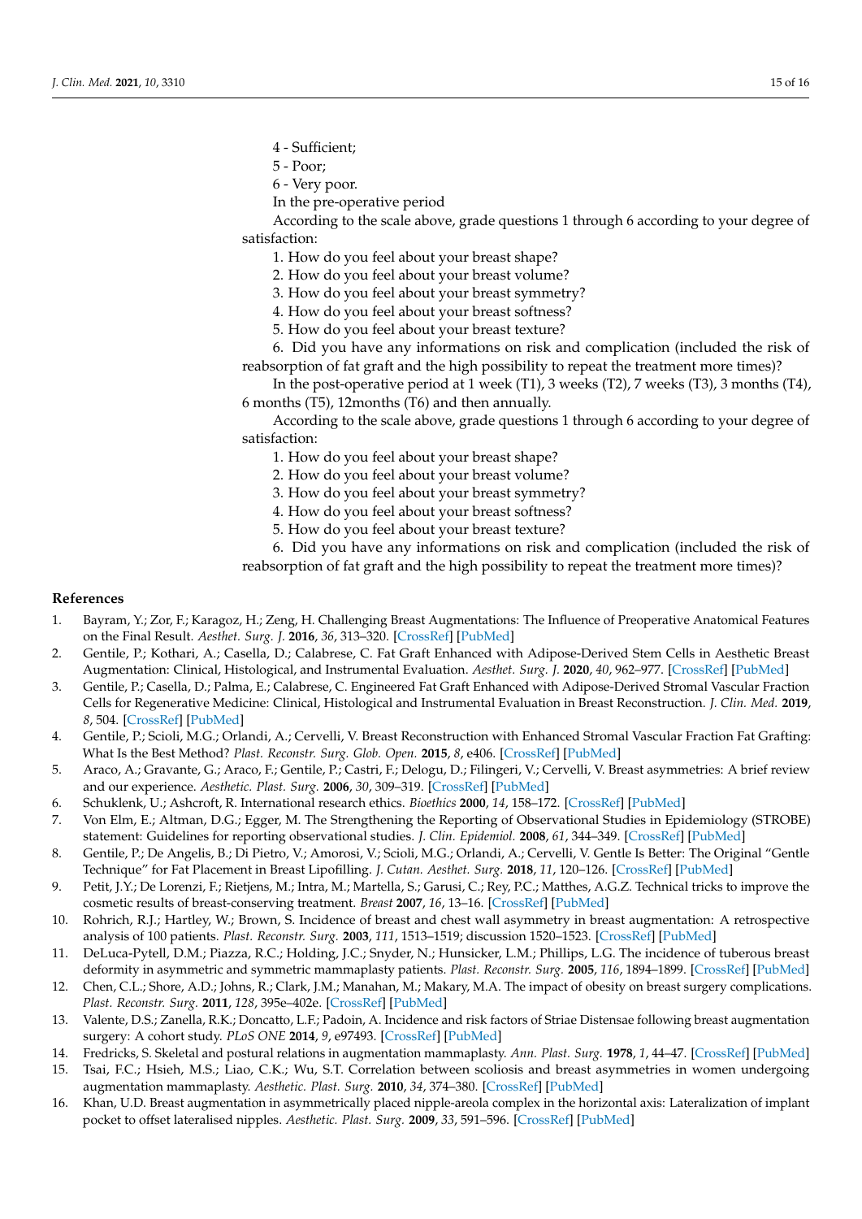4 - Sufficient;

5 - Poor;

6 - Very poor.

In the pre-operative period

According to the scale above, grade questions 1 through 6 according to your degree of satisfaction:

1. How do you feel about your breast shape?
2. How do you feel about your breast volume?
3. How do you feel about your breast symmetry?
4. How do you feel about your breast softness?
5. How do you feel about your breast texture?
6. Did you have any informations on risk and complication (included the risk of reabsorption of fat graft and the high possibility to repeat the treatment more times)?

In the post-operative period at 1 week (T1), 3 weeks (T2), 7 weeks (T3), 3 months (T4), 6 months (T5), 12months (T6) and then annually.

According to the scale above, grade questions 1 through 6 according to your degree of satisfaction:

1. How do you feel about your breast shape?
2. How do you feel about your breast volume?
3. How do you feel about your breast symmetry?
4. How do you feel about your breast softness?
5. How do you feel about your breast texture?
6. Did you have any informations on risk and complication (included the risk of reabsorption of fat graft and the high possibility to repeat the treatment more times)?

## References

1. Bayram, Y.; Zor, F.; Karagoz, H.; Zeng, H. Challenging Breast Augmentations: The Influence of Preoperative Anatomical Features on the Final Result. *Aesthet. Surg. J.* **2016**, *36*, 313–320. [CrossRef] [PubMed]
2. Gentile, P.; Kothari, A.; Casella, D.; Calabrese, C. Fat Graft Enhanced with Adipose-Derived Stem Cells in Aesthetic Breast Augmentation: Clinical, Histological, and Instrumental Evaluation. *Aesthet. Surg. J.* **2020**, *40*, 962–977. [CrossRef] [PubMed]
3. Gentile, P.; Casella, D.; Palma, E.; Calabrese, C. Engineered Fat Graft Enhanced with Adipose-Derived Stromal Vascular Fraction Cells for Regenerative Medicine: Clinical, Histological and Instrumental Evaluation in Breast Reconstruction. *J. Clin. Med.* **2019**, *8*, 504. [CrossRef] [PubMed]
4. Gentile, P.; Scioli, M.G.; Orlandi, A.; Cervelli, V. Breast Reconstruction with Enhanced Stromal Vascular Fraction Fat Grafting: What Is the Best Method? *Plast. Reconstr. Surg. Glob. Open.* **2015**, *8*, e406. [CrossRef] [PubMed]
5. Araco, A.; Gravante, G.; Araco, F.; Gentile, P.; Castri, F.; Delogu, D.; Filingeri, V.; Cervelli, V. Breast asymmetries: A brief review and our experience. *Aesthetic. Plast. Surg.* **2006**, *30*, 309–319. [CrossRef] [PubMed]
6. Schuklenk, U.; Ashcroft, R. International research ethics. *Bioethics* **2000**, *14*, 158–172. [CrossRef] [PubMed]
7. Von Elm, E.; Altman, D.G.; Egger, M. The Strengthening the Reporting of Observational Studies in Epidemiology (STROBE) statement: Guidelines for reporting observational studies. *J. Clin. Epidemiol.* **2008**, *61*, 344–349. [CrossRef] [PubMed]
8. Gentile, P.; De Angelis, B.; Di Pietro, V.; Amorosi, V.; Scioli, M.G.; Orlandi, A.; Cervelli, V. Gentle Is Better: The Original "Gentle Technique" for Fat Placement in Breast Lipofilling. *J. Cutan. Aesthet. Surg.* **2018**, *11*, 120–126. [CrossRef] [PubMed]
9. Petit, J.Y.; De Lorenzi, F.; Rietjens, M.; Intra, M.; Martella, S.; Garusi, C.; Rey, P.C.; Matthes, A.G.Z. Technical tricks to improve the cosmetic results of breast-conserving treatment. *Breast* **2007**, *16*, 13–16. [CrossRef] [PubMed]
10. Rohrich, R.J.; Hartley, W.; Brown, S. Incidence of breast and chest wall asymmetry in breast augmentation: A retrospective analysis of 100 patients. *Plast. Reconstr. Surg.* **2003**, *111*, 1513–1519; discussion 1520–1523. [CrossRef] [PubMed]
11. DeLuca-Pytell, D.M.; Piazza, R.C.; Holding, J.C.; Snyder, N.; Hunsicker, L.M.; Phillips, L.G. The incidence of tuberous breast deformity in asymmetric and symmetric mammaplasty patients. *Plast. Reconstr. Surg.* **2005**, *116*, 1894–1899. [CrossRef] [PubMed]
12. Chen, C.L.; Shore, A.D.; Johns, R.; Clark, J.M.; Manahan, M.; Makary, M.A. The impact of obesity on breast surgery complications. *Plast. Reconstr. Surg.* **2011**, *128*, 395e–402e. [CrossRef] [PubMed]
13. Valente, D.S.; Zanella, R.K.; Doncatto, L.F.; Padoin, A. Incidence and risk factors of Striae Distensae following breast augmentation surgery: A cohort study. *PLoS ONE* **2014**, *9*, e97493. [CrossRef] [PubMed]
14. Fredricks, S. Skeletal and postural relations in augmentation mammaplasty. *Ann. Plast. Surg.* **1978**, *1*, 44–47. [CrossRef] [PubMed]
15. Tsai, F.C.; Hsieh, M.S.; Liao, C.K.; Wu, S.T. Correlation between scoliosis and breast asymmetries in women undergoing augmentation mammaplasty. *Aesthetic. Plast. Surg.* **2010**, *34*, 374–380. [CrossRef] [PubMed]
16. Khan, U.D. Breast augmentation in asymmetrically placed nipple-areola complex in the horizontal axis: Lateralization of implant pocket to offset lateralised nipples. *Aesthetic. Plast. Surg.* **2009**, *33*, 591–596. [CrossRef] [PubMed]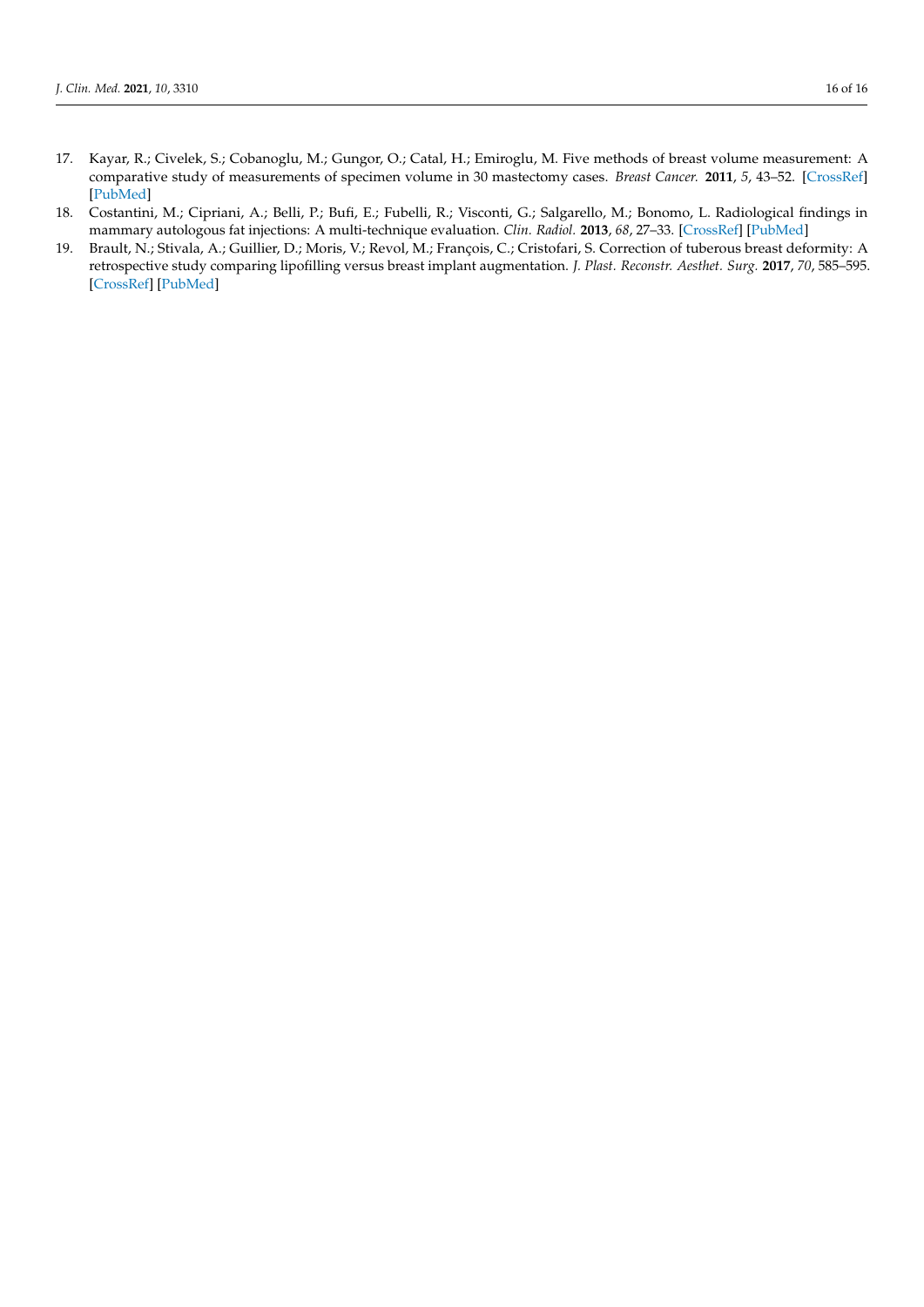17. Kayar, R.; Civelek, S.; Cobanoglu, M.; Gungor, O.; Catal, H.; Emiroglu, M. Five methods of breast volume measurement: A comparative study of measurements of specimen volume in 30 mastectomy cases. *Breast Cancer.* **2011**, *5*, 43–52. [CrossRef] [PubMed]
18. Costantini, M.; Cipriani, A.; Belli, P.; Bufi, E.; Fubelli, R.; Visconti, G.; Salgarello, M.; Bonomo, L. Radiological findings in mammary autologous fat injections: A multi-technique evaluation. *Clin. Radiol.* **2013**, *68*, 27–33. [CrossRef] [PubMed]
19. Brault, N.; Stivala, A.; Guillier, D.; Moris, V.; Revol, M.; François, C.; Cristofari, S. Correction of tuberous breast deformity: A retrospective study comparing lipofilling versus breast implant augmentation. *J. Plast. Reconstr. Aesthet. Surg.* **2017**, *70*, 585–595. [CrossRef] [PubMed]